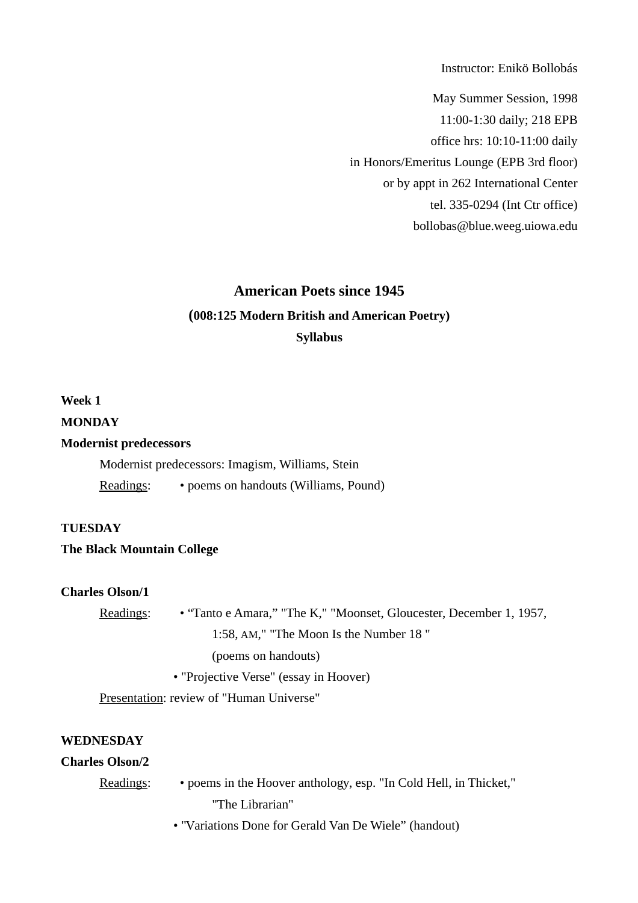Instructor: Enikö Bollobás

May Summer Session, 1998
11:00-1:30 daily; 218 EPB
office hrs: 10:10-11:00 daily
in Honors/Emeritus Lounge (EPB 3rd floor)
or by appt in 262 International Center
tel. 335-0294 (Int Ctr office)
bollobas@blue.weeg.uiowa.edu

# American Poets since 1945

## (008:125 Modern British and American Poetry)

## Syllabus

**Week 1**

**MONDAY**

**Modernist predecessors**

Modernist predecessors: Imagism, Williams, Stein

Readings: • poems on handouts (Williams, Pound)

**TUESDAY**

**The Black Mountain College**

**Charles Olson/1**

Readings: • “Tanto e Amara,” "The K," "Moonset, Gloucester, December 1, 1957, 1:58, AM," "The Moon Is the Number 18 " (poems on handouts)

• "Projective Verse" (essay in Hoover)

Presentation: review of "Human Universe"

**WEDNESDAY**

**Charles Olson/2**

Readings: • poems in the Hoover anthology, esp. "In Cold Hell, in Thicket," "The Librarian"

• "Variations Done for Gerald Van De Wiele” (handout)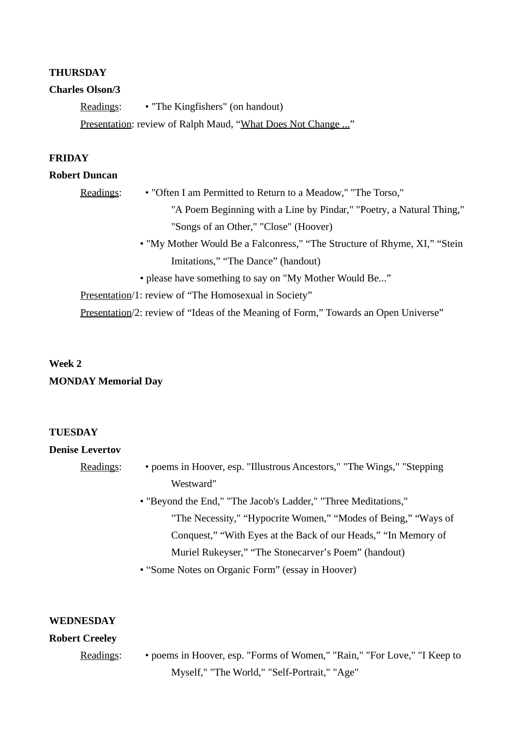**THURSDAY**

**Charles Olson/3**

Readings: • "The Kingfishers" (on handout)

Presentation: review of Ralph Maud, "What Does Not Change ..."

**FRIDAY**

**Robert Duncan**

Readings:

- "Often I am Permitted to Return to a Meadow," "The Torso," "A Poem Beginning with a Line by Pindar," "Poetry, a Natural Thing," "Songs of an Other," "Close" (Hoover)
- "My Mother Would Be a Falconress," "The Structure of Rhyme, XI," "Stein Imitations," "The Dance" (handout)
- please have something to say on "My Mother Would Be..."

Presentation/1: review of "The Homosexual in Society"

Presentation/2: review of "Ideas of the Meaning of Form," Towards an Open Universe"

**Week 2**

**MONDAY Memorial Day**

**TUESDAY**

**Denise Levertov**

Readings:

- poems in Hoover, esp. "Illustrous Ancestors," "The Wings," "Stepping Westward"
- "Beyond the End," "The Jacob's Ladder," "Three Meditations," "The Necessity," "Hypocrite Women," "Modes of Being," "Ways of Conquest," "With Eyes at the Back of our Heads," "In Memory of Muriel Rukeyser," "The Stonecarver's Poem" (handout)
- "Some Notes on Organic Form" (essay in Hoover)

**WEDNESDAY**

**Robert Creeley**

Readings:

- poems in Hoover, esp. "Forms of Women," "Rain," "For Love," "I Keep to Myself," "The World," "Self-Portrait," "Age"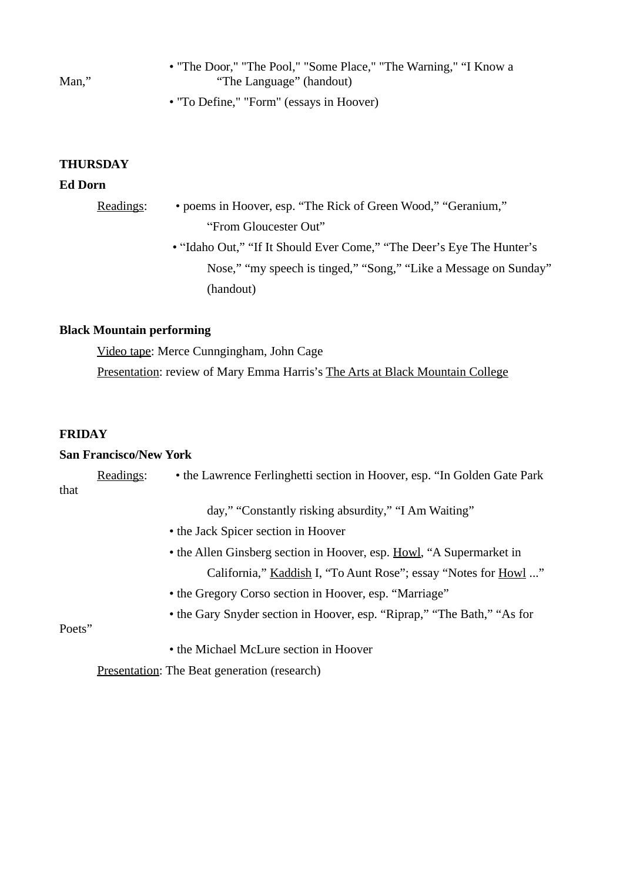- "The Door," "The Pool," "Some Place," "The Warning," "I Know a Man," "The Language" (handout)
- "To Define," "Form" (essays in Hoover)

**THURSDAY**

**Ed Dorn**

Readings:
- poems in Hoover, esp. "The Rick of Green Wood," "Geranium," "From Gloucester Out"
- "Idaho Out," "If It Should Ever Come," "The Deer's Eye The Hunter's Nose," "my speech is tinged," "Song," "Like a Message on Sunday" (handout)

**Black Mountain performing**

Video tape: Merce Cunngingham, John Cage

Presentation: review of Mary Emma Harris's The Arts at Black Mountain College

**FRIDAY**

**San Francisco/New York**

Readings:
- the Lawrence Ferlinghetti section in Hoover, esp. "In Golden Gate Park that day," "Constantly risking absurdity," "I Am Waiting"
- the Jack Spicer section in Hoover
- the Allen Ginsberg section in Hoover, esp. Howl, "A Supermarket in California," Kaddish I, "To Aunt Rose"; essay "Notes for Howl ..."
- the Gregory Corso section in Hoover, esp. "Marriage"
- the Gary Snyder section in Hoover, esp. "Riprap," "The Bath," "As for Poets"
- the Michael McLure section in Hoover

Presentation: The Beat generation (research)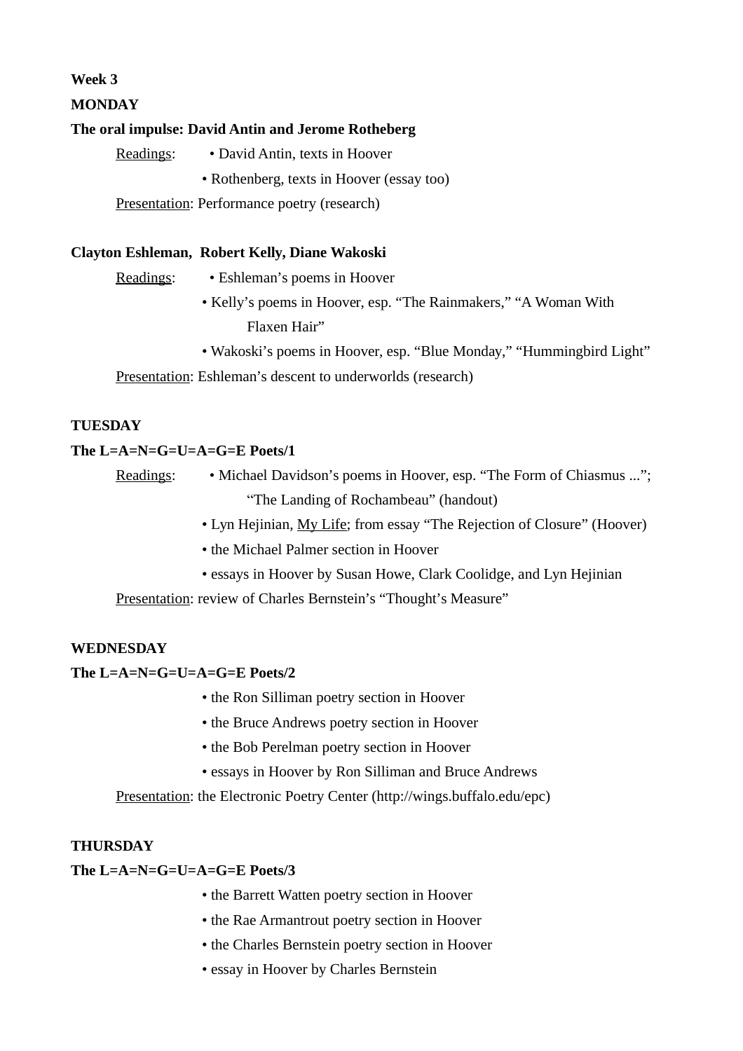**Week 3**

**MONDAY**

**The oral impulse: David Antin and Jerome Rotheberg**

Readings:
- David Antin, texts in Hoover
- Rothenberg, texts in Hoover (essay too)

Presentation: Performance poetry (research)

**Clayton Eshleman, Robert Kelly, Diane Wakoski**

Readings:
- Eshleman's poems in Hoover
- Kelly's poems in Hoover, esp. "The Rainmakers," "A Woman With Flaxen Hair"
- Wakoski's poems in Hoover, esp. "Blue Monday," "Hummingbird Light"

Presentation: Eshleman's descent to underworlds (research)

**TUESDAY**

**The L=A=N=G=U=A=G=E Poets/1**

Readings:
- Michael Davidson's poems in Hoover, esp. "The Form of Chiasmus ..."; "The Landing of Rochambeau" (handout)
- Lyn Hejinian, My Life; from essay "The Rejection of Closure" (Hoover)
- the Michael Palmer section in Hoover
- essays in Hoover by Susan Howe, Clark Coolidge, and Lyn Hejinian

Presentation: review of Charles Bernstein's "Thought's Measure"

**WEDNESDAY**

**The L=A=N=G=U=A=G=E Poets/2**

- the Ron Silliman poetry section in Hoover
- the Bruce Andrews poetry section in Hoover
- the Bob Perelman poetry section in Hoover
- essays in Hoover by Ron Silliman and Bruce Andrews

Presentation: the Electronic Poetry Center (http://wings.buffalo.edu/epc)

**THURSDAY**

**The L=A=N=G=U=A=G=E Poets/3**

- the Barrett Watten poetry section in Hoover
- the Rae Armantrout poetry section in Hoover
- the Charles Bernstein poetry section in Hoover
- essay in Hoover by Charles Bernstein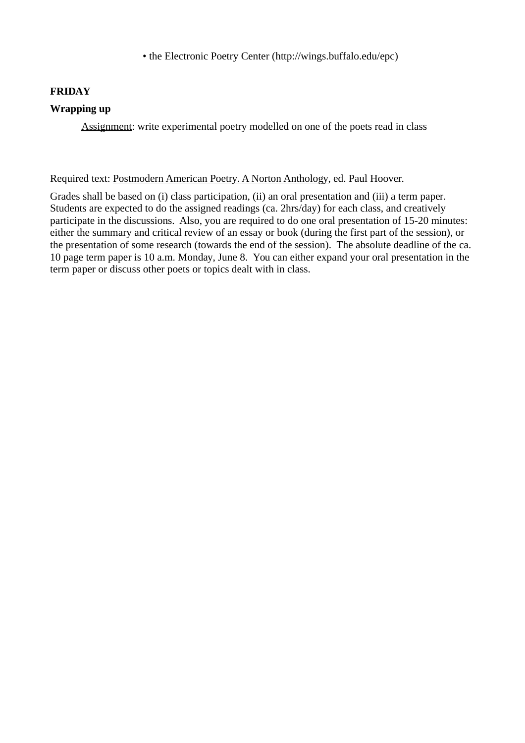• the Electronic Poetry Center (http://wings.buffalo.edu/epc)

**FRIDAY**

**Wrapping up**

Assignment: write experimental poetry modelled on one of the poets read in class

Required text: Postmodern American Poetry. A Norton Anthology, ed. Paul Hoover.

Grades shall be based on (i) class participation, (ii) an oral presentation and (iii) a term paper. Students are expected to do the assigned readings (ca. 2hrs/day) for each class, and creatively participate in the discussions. Also, you are required to do one oral presentation of 15-20 minutes: either the summary and critical review of an essay or book (during the first part of the session), or the presentation of some research (towards the end of the session). The absolute deadline of the ca. 10 page term paper is 10 a.m. Monday, June 8. You can either expand your oral presentation in the term paper or discuss other poets or topics dealt with in class.